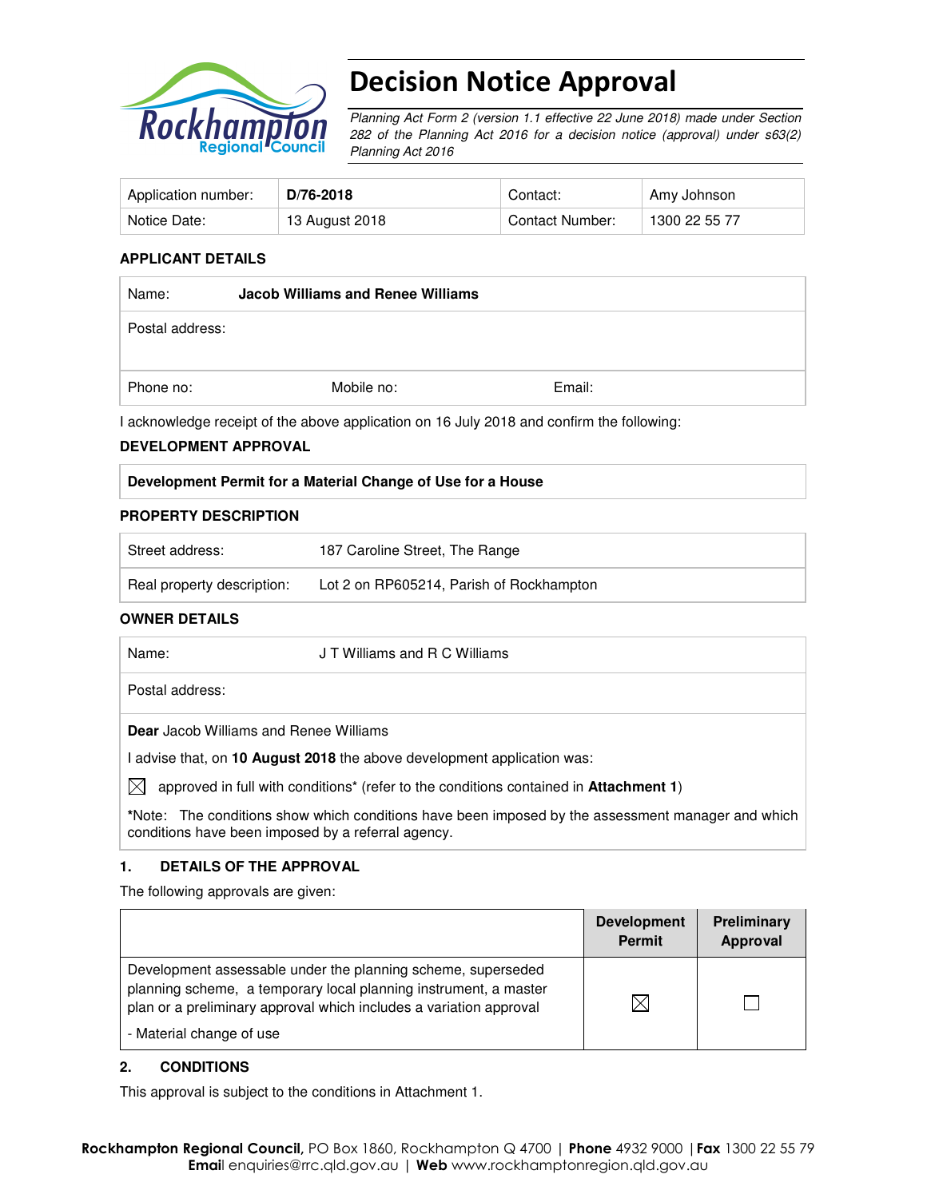# Decision Notice Approval

*Planning Act Form 2 (version 1.1 effective 22 June 2018) made under Section 282 of the Planning Act 2016 for a decision notice (approval) under s63(2) Planning Act 2016*

| Application number: | **D/76-2018** | Contact: | Amy Johnson |
|---|---|---|---|
| Notice Date: | 13 August 2018 | Contact Number: | 1300 22 55 77 |

**APPLICANT DETAILS**

| Name: | **Jacob Williams and Renee Williams** | |
|---|---|---|
| Postal address: | | |
| Phone no: | Mobile no: | Email: |

I acknowledge receipt of the above application on 16 July 2018 and confirm the following:

**DEVELOPMENT APPROVAL**

| **Development Permit for a Material Change of Use for a House** |
|---|

**PROPERTY DESCRIPTION**

| Street address: | 187 Caroline Street, The Range |
|---|---|
| Real property description: | Lot 2 on RP605214, Parish of Rockhampton |

**OWNER DETAILS**

| Name: | J T Williams and R C Williams |
|---|---|
| Postal address: | |

**Dear** Jacob Williams and Renee Williams

I advise that, on **10 August 2018** the above development application was:

☒ approved in full with conditions* (refer to the conditions contained in **Attachment 1**)

***Note:** The conditions show which conditions have been imposed by the assessment manager and which conditions have been imposed by a referral agency.

## 1. DETAILS OF THE APPROVAL

The following approvals are given:

| | Development Permit | Preliminary Approval |
|---|---|---|
| Development assessable under the planning scheme, superseded planning scheme, a temporary local planning instrument, a master plan or a preliminary approval which includes a variation approval<br>- Material change of use | ☒ | ☐ |

## 2. CONDITIONS

This approval is subject to the conditions in Attachment 1.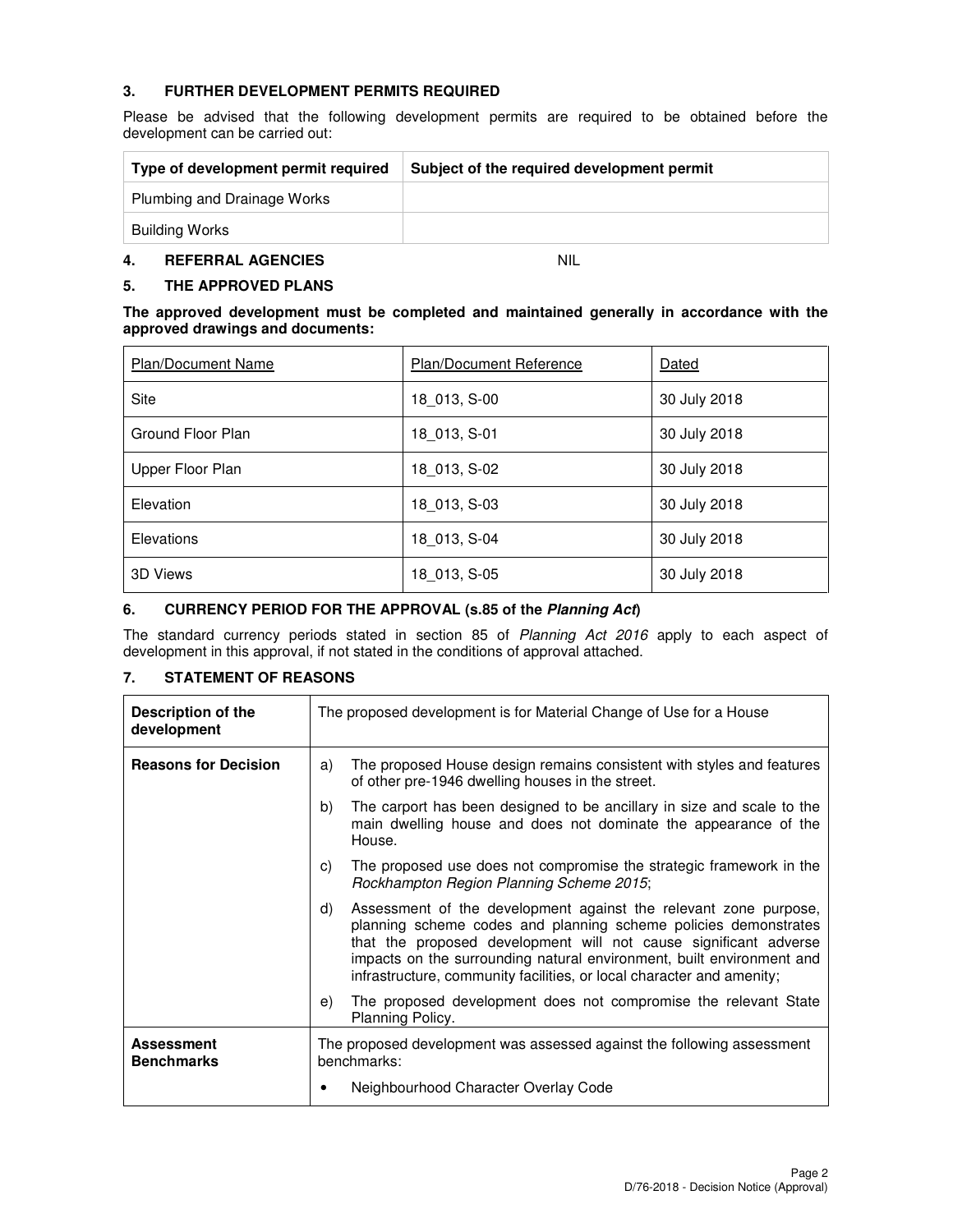## 3. FURTHER DEVELOPMENT PERMITS REQUIRED

Please be advised that the following development permits are required to be obtained before the development can be carried out:

| Type of development permit required | Subject of the required development permit |
|---|---|
| Plumbing and Drainage Works | |
| Building Works | |

## 4. REFERRAL AGENCIES

NIL

## 5. THE APPROVED PLANS

**The approved development must be completed and maintained generally in accordance with the approved drawings and documents:**

| Plan/Document Name | Plan/Document Reference | Dated |
|---|---|---|
| Site | 18_013, S-00 | 30 July 2018 |
| Ground Floor Plan | 18_013, S-01 | 30 July 2018 |
| Upper Floor Plan | 18_013, S-02 | 30 July 2018 |
| Elevation | 18_013, S-03 | 30 July 2018 |
| Elevations | 18_013, S-04 | 30 July 2018 |
| 3D Views | 18_013, S-05 | 30 July 2018 |

## 6. CURRENCY PERIOD FOR THE APPROVAL (s.85 of the *Planning Act*)

The standard currency periods stated in section 85 of *Planning Act 2016* apply to each aspect of development in this approval, if not stated in the conditions of approval attached.

## 7. STATEMENT OF REASONS

| | |
|---|---|
| **Description of the development** | The proposed development is for Material Change of Use for a House |
| **Reasons for Decision** | a) The proposed House design remains consistent with styles and features of other pre-1946 dwelling houses in the street.<br>b) The carport has been designed to be ancillary in size and scale to the main dwelling house and does not dominate the appearance of the House.<br>c) The proposed use does not compromise the strategic framework in the *Rockhampton Region Planning Scheme 2015*;<br>d) Assessment of the development against the relevant zone purpose, planning scheme codes and planning scheme policies demonstrates that the proposed development will not cause significant adverse impacts on the surrounding natural environment, built environment and infrastructure, community facilities, or local character and amenity;<br>e) The proposed development does not compromise the relevant State Planning Policy. |
| **Assessment Benchmarks** | The proposed development was assessed against the following assessment benchmarks:<br>• Neighbourhood Character Overlay Code |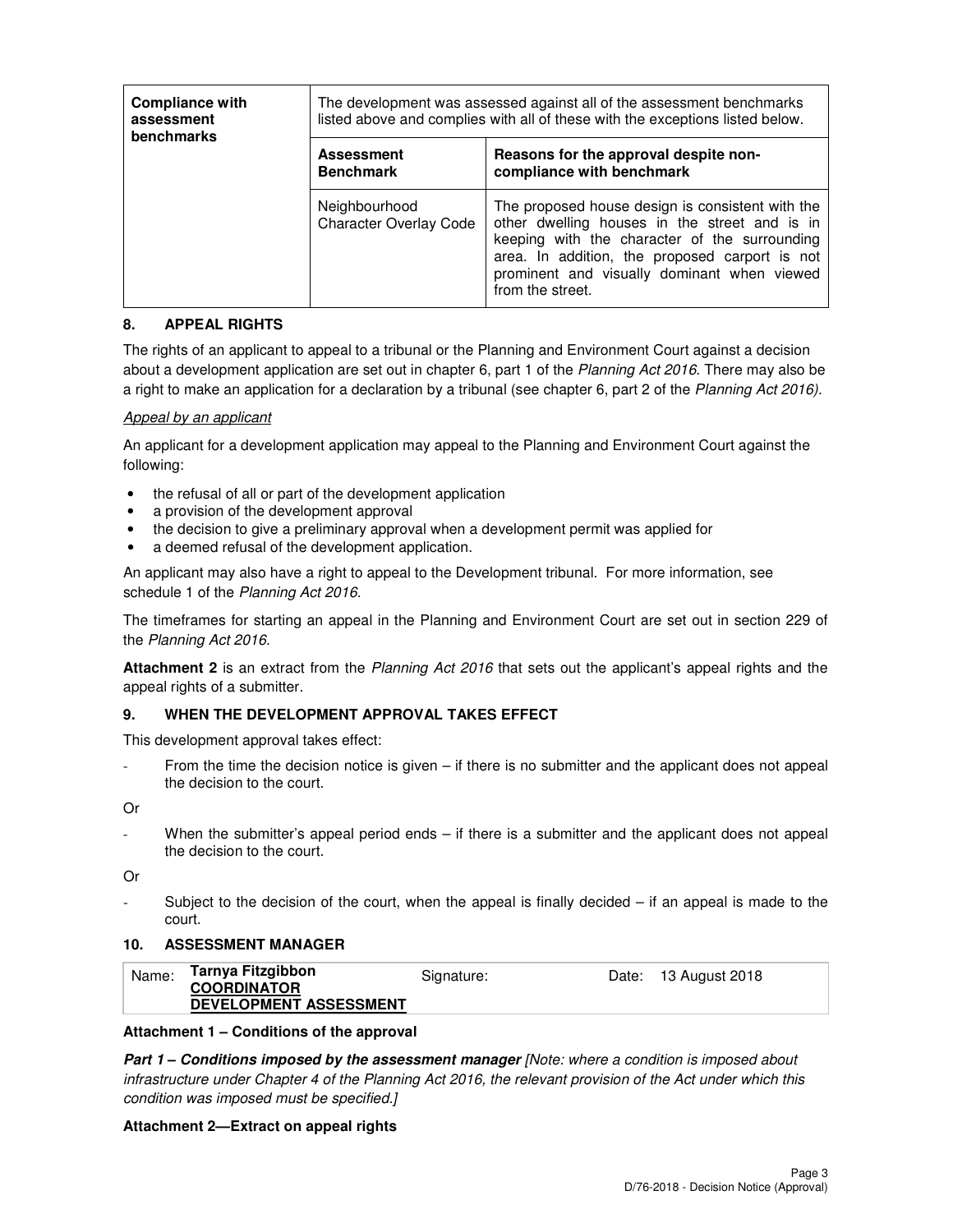| Compliance with assessment benchmarks | The development was assessed against all of the assessment benchmarks listed above and complies with all of these with the exceptions listed below. | |
|---|---|---|
| | **Assessment Benchmark** | **Reasons for the approval despite non-compliance with benchmark** |
| | Neighbourhood Character Overlay Code | The proposed house design is consistent with the other dwelling houses in the street and is in keeping with the character of the surrounding area. In addition, the proposed carport is not prominent and visually dominant when viewed from the street. |

## 8. APPEAL RIGHTS

The rights of an applicant to appeal to a tribunal or the Planning and Environment Court against a decision about a development application are set out in chapter 6, part 1 of the *Planning Act 2016*. There may also be a right to make an application for a declaration by a tribunal (see chapter 6, part 2 of the *Planning Act 2016).*

*Appeal by an applicant*

An applicant for a development application may appeal to the Planning and Environment Court against the following:

- the refusal of all or part of the development application
- a provision of the development approval
- the decision to give a preliminary approval when a development permit was applied for
- a deemed refusal of the development application.

An applicant may also have a right to appeal to the Development tribunal. For more information, see schedule 1 of the *Planning Act 2016*.

The timeframes for starting an appeal in the Planning and Environment Court are set out in section 229 of the *Planning Act 2016*.

**Attachment 2** is an extract from the *Planning Act 2016* that sets out the applicant's appeal rights and the appeal rights of a submitter.

## 9. WHEN THE DEVELOPMENT APPROVAL TAKES EFFECT

This development approval takes effect:

- From the time the decision notice is given – if there is no submitter and the applicant does not appeal the decision to the court.

Or

- When the submitter's appeal period ends – if there is a submitter and the applicant does not appeal the decision to the court.

Or

- Subject to the decision of the court, when the appeal is finally decided – if an appeal is made to the court.

## 10. ASSESSMENT MANAGER

| Name: | Tarnya Fitzgibbon **COORDINATOR DEVELOPMENT ASSESSMENT** | Signature: | Date: 13 August 2018 |
|---|---|---|---|

**Attachment 1 – Conditions of the approval**

***Part 1 – Conditions imposed by the assessment manager*** *[Note: where a condition is imposed about infrastructure under Chapter 4 of the Planning Act 2016, the relevant provision of the Act under which this condition was imposed must be specified.]*

**Attachment 2—Extract on appeal rights**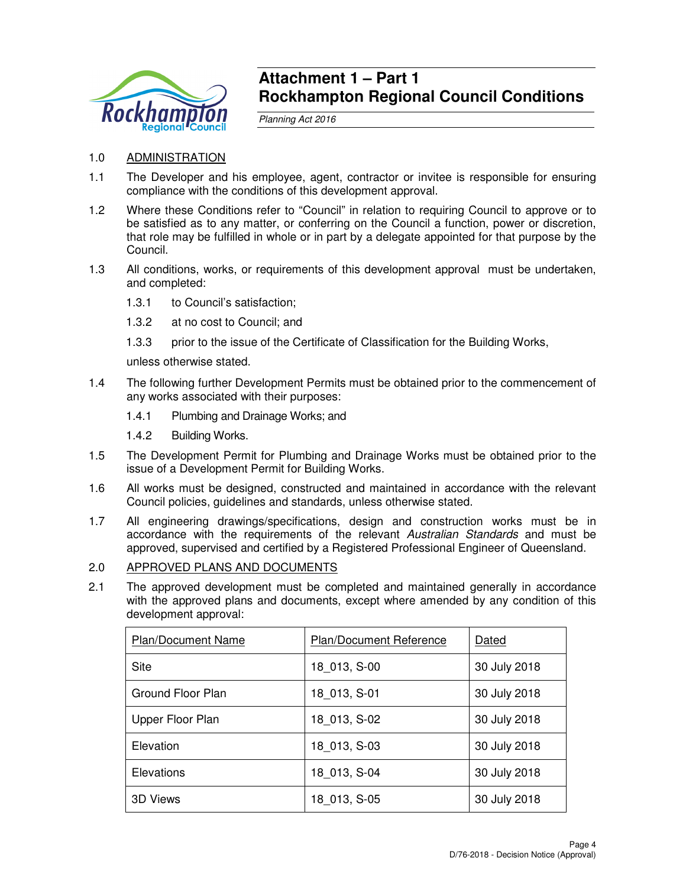# Attachment 1 – Part 1
# Rockhampton Regional Council Conditions

*Planning Act 2016*

1.0 ADMINISTRATION

1.1 The Developer and his employee, agent, contractor or invitee is responsible for ensuring compliance with the conditions of this development approval.

1.2 Where these Conditions refer to "Council" in relation to requiring Council to approve or to be satisfied as to any matter, or conferring on the Council a function, power or discretion, that role may be fulfilled in whole or in part by a delegate appointed for that purpose by the Council.

1.3 All conditions, works, or requirements of this development approval must be undertaken, and completed:

1.3.1 to Council's satisfaction;

1.3.2 at no cost to Council; and

1.3.3 prior to the issue of the Certificate of Classification for the Building Works,

unless otherwise stated.

1.4 The following further Development Permits must be obtained prior to the commencement of any works associated with their purposes:

1.4.1 Plumbing and Drainage Works; and

1.4.2 Building Works.

1.5 The Development Permit for Plumbing and Drainage Works must be obtained prior to the issue of a Development Permit for Building Works.

1.6 All works must be designed, constructed and maintained in accordance with the relevant Council policies, guidelines and standards, unless otherwise stated.

1.7 All engineering drawings/specifications, design and construction works must be in accordance with the requirements of the relevant *Australian Standards* and must be approved, supervised and certified by a Registered Professional Engineer of Queensland.

2.0 APPROVED PLANS AND DOCUMENTS

2.1 The approved development must be completed and maintained generally in accordance with the approved plans and documents, except where amended by any condition of this development approval:

| Plan/Document Name | Plan/Document Reference | Dated |
|---|---|---|
| Site | 18_013, S-00 | 30 July 2018 |
| Ground Floor Plan | 18_013, S-01 | 30 July 2018 |
| Upper Floor Plan | 18_013, S-02 | 30 July 2018 |
| Elevation | 18_013, S-03 | 30 July 2018 |
| Elevations | 18_013, S-04 | 30 July 2018 |
| 3D Views | 18_013, S-05 | 30 July 2018 |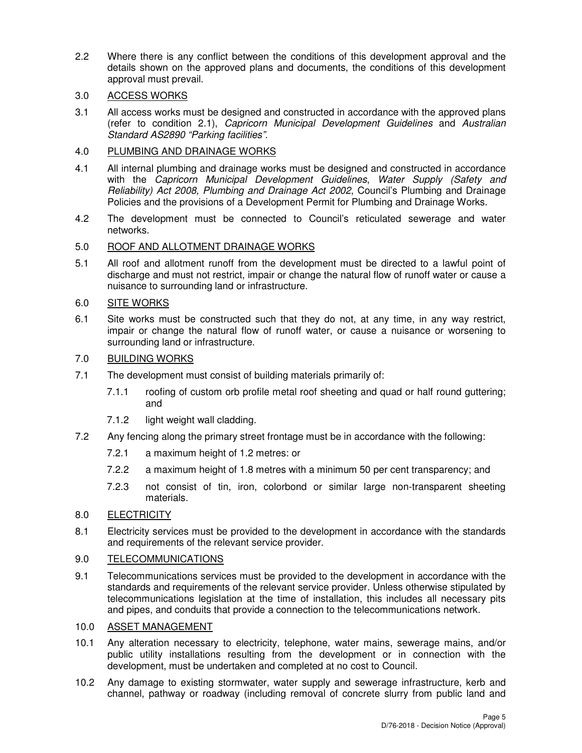2.2 Where there is any conflict between the conditions of this development approval and the details shown on the approved plans and documents, the conditions of this development approval must prevail.

3.0 <u>ACCESS WORKS</u>

3.1 All access works must be designed and constructed in accordance with the approved plans (refer to condition 2.1), *Capricorn Municipal Development Guidelines* and *Australian Standard AS2890 "Parking facilities"*.

4.0 <u>PLUMBING AND DRAINAGE WORKS</u>

4.1 All internal plumbing and drainage works must be designed and constructed in accordance with the *Capricorn Municipal Development Guidelines*, *Water Supply (Safety and Reliability) Act 2008, Plumbing and Drainage Act 2002*, Council's Plumbing and Drainage Policies and the provisions of a Development Permit for Plumbing and Drainage Works.

4.2 The development must be connected to Council's reticulated sewerage and water networks.

5.0 <u>ROOF AND ALLOTMENT DRAINAGE WORKS</u>

5.1 All roof and allotment runoff from the development must be directed to a lawful point of discharge and must not restrict, impair or change the natural flow of runoff water or cause a nuisance to surrounding land or infrastructure.

6.0 <u>SITE WORKS</u>

6.1 Site works must be constructed such that they do not, at any time, in any way restrict, impair or change the natural flow of runoff water, or cause a nuisance or worsening to surrounding land or infrastructure.

7.0 <u>BUILDING WORKS</u>

7.1 The development must consist of building materials primarily of:

7.1.1 roofing of custom orb profile metal roof sheeting and quad or half round guttering; and

7.1.2 light weight wall cladding.

7.2 Any fencing along the primary street frontage must be in accordance with the following:

7.2.1 a maximum height of 1.2 metres: or

7.2.2 a maximum height of 1.8 metres with a minimum 50 per cent transparency; and

7.2.3 not consist of tin, iron, colorbond or similar large non-transparent sheeting materials.

8.0 <u>ELECTRICITY</u>

8.1 Electricity services must be provided to the development in accordance with the standards and requirements of the relevant service provider.

9.0 <u>TELECOMMUNICATIONS</u>

9.1 Telecommunications services must be provided to the development in accordance with the standards and requirements of the relevant service provider. Unless otherwise stipulated by telecommunications legislation at the time of installation, this includes all necessary pits and pipes, and conduits that provide a connection to the telecommunications network.

10.0 <u>ASSET MANAGEMENT</u>

10.1 Any alteration necessary to electricity, telephone, water mains, sewerage mains, and/or public utility installations resulting from the development or in connection with the development, must be undertaken and completed at no cost to Council.

10.2 Any damage to existing stormwater, water supply and sewerage infrastructure, kerb and channel, pathway or roadway (including removal of concrete slurry from public land and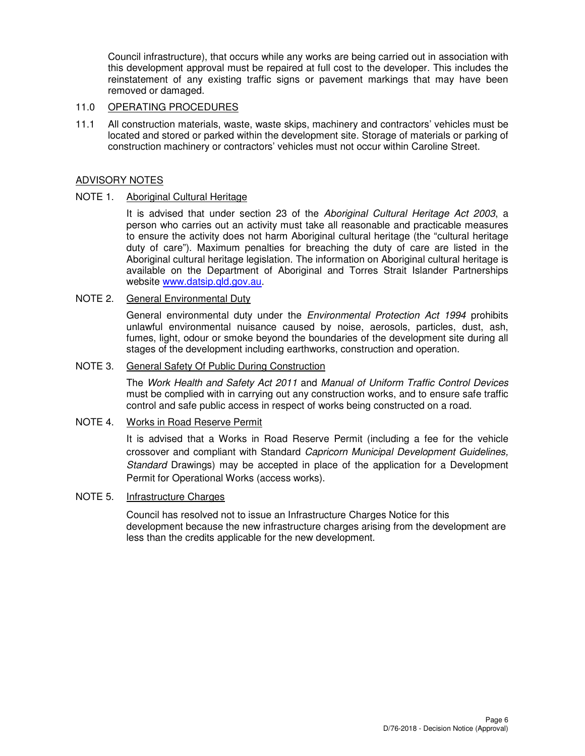Council infrastructure), that occurs while any works are being carried out in association with this development approval must be repaired at full cost to the developer. This includes the reinstatement of any existing traffic signs or pavement markings that may have been removed or damaged.

11.0 OPERATING PROCEDURES

11.1 All construction materials, waste, waste skips, machinery and contractors' vehicles must be located and stored or parked within the development site. Storage of materials or parking of construction machinery or contractors' vehicles must not occur within Caroline Street.

## ADVISORY NOTES

NOTE 1. Aboriginal Cultural Heritage

It is advised that under section 23 of the *Aboriginal Cultural Heritage Act 2003*, a person who carries out an activity must take all reasonable and practicable measures to ensure the activity does not harm Aboriginal cultural heritage (the "cultural heritage duty of care"). Maximum penalties for breaching the duty of care are listed in the Aboriginal cultural heritage legislation. The information on Aboriginal cultural heritage is available on the Department of Aboriginal and Torres Strait Islander Partnerships website www.datsip.qld.gov.au.

NOTE 2. General Environmental Duty

General environmental duty under the *Environmental Protection Act 1994* prohibits unlawful environmental nuisance caused by noise, aerosols, particles, dust, ash, fumes, light, odour or smoke beyond the boundaries of the development site during all stages of the development including earthworks, construction and operation.

NOTE 3. General Safety Of Public During Construction

The *Work Health and Safety Act 2011* and *Manual of Uniform Traffic Control Devices* must be complied with in carrying out any construction works, and to ensure safe traffic control and safe public access in respect of works being constructed on a road.

NOTE 4. Works in Road Reserve Permit

It is advised that a Works in Road Reserve Permit (including a fee for the vehicle crossover and compliant with Standard *Capricorn Municipal Development Guidelines, Standard* Drawings) may be accepted in place of the application for a Development Permit for Operational Works (access works).

NOTE 5. Infrastructure Charges

Council has resolved not to issue an Infrastructure Charges Notice for this development because the new infrastructure charges arising from the development are less than the credits applicable for the new development.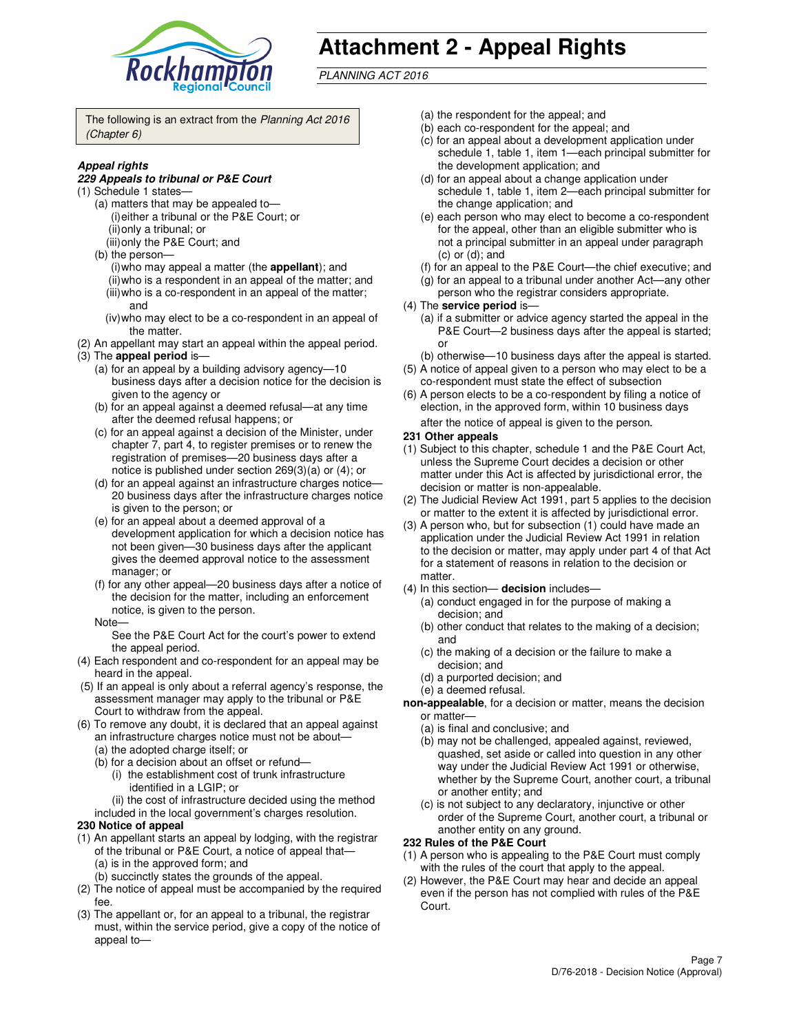# Attachment 2 - Appeal Rights

*PLANNING ACT 2016*

The following is an extract from the *Planning Act 2016 (Chapter 6)*

***Appeal rights***

***229 Appeals to tribunal or P&E Court***

(1) Schedule 1 states—

  (a) matters that may be appealed to—

    (i) either a tribunal or the P&E Court; or

    (ii) only a tribunal; or

    (iii) only the P&E Court; and

  (b) the person—

    (i) who may appeal a matter (the **appellant**); and

    (ii) who is a respondent in an appeal of the matter; and

    (iii) who is a co-respondent in an appeal of the matter; and

    (iv) who may elect to be a co-respondent in an appeal of the matter.

(2) An appellant may start an appeal within the appeal period.

(3) The **appeal period** is—

  (a) for an appeal by a building advisory agency—10 business days after a decision notice for the decision is given to the agency or

  (b) for an appeal against a deemed refusal—at any time after the deemed refusal happens; or

  (c) for an appeal against a decision of the Minister, under chapter 7, part 4, to register premises or to renew the registration of premises—20 business days after a notice is published under section 269(3)(a) or (4); or

  (d) for an appeal against an infrastructure charges notice—20 business days after the infrastructure charges notice is given to the person; or

  (e) for an appeal about a deemed approval of a development application for which a decision notice has not been given—30 business days after the applicant gives the deemed approval notice to the assessment manager; or

  (f) for any other appeal—20 business days after a notice of the decision for the matter, including an enforcement notice, is given to the person.

  Note—

  See the P&E Court Act for the court's power to extend the appeal period.

(4) Each respondent and co-respondent for an appeal may be heard in the appeal.

(5) If an appeal is only about a referral agency's response, the assessment manager may apply to the tribunal or P&E Court to withdraw from the appeal.

(6) To remove any doubt, it is declared that an appeal against an infrastructure charges notice must not be about—

  (a) the adopted charge itself; or

  (b) for a decision about an offset or refund—

    (i) the establishment cost of trunk infrastructure identified in a LGIP; or

    (ii) the cost of infrastructure decided using the method included in the local government's charges resolution.

**230 Notice of appeal**

(1) An appellant starts an appeal by lodging, with the registrar of the tribunal or P&E Court, a notice of appeal that—

  (a) is in the approved form; and

  (b) succinctly states the grounds of the appeal.

(2) The notice of appeal must be accompanied by the required fee.

(3) The appellant or, for an appeal to a tribunal, the registrar must, within the service period, give a copy of the notice of appeal to—

  (a) the respondent for the appeal; and

  (b) each co-respondent for the appeal; and

  (c) for an appeal about a development application under schedule 1, table 1, item 1—each principal submitter for the development application; and

  (d) for an appeal about a change application under schedule 1, table 1, item 2—each principal submitter for the change application; and

  (e) each person who may elect to become a co-respondent for the appeal, other than an eligible submitter who is not a principal submitter in an appeal under paragraph (c) or (d); and

  (f) for an appeal to the P&E Court—the chief executive; and

  (g) for an appeal to a tribunal under another Act—any other person who the registrar considers appropriate.

(4) The **service period** is—

  (a) if a submitter or advice agency started the appeal in the P&E Court—2 business days after the appeal is started; or

  (b) otherwise—10 business days after the appeal is started.

(5) A notice of appeal given to a person who may elect to be a co-respondent must state the effect of subsection

(6) A person elects to be a co-respondent by filing a notice of election, in the approved form, within 10 business days after the notice of appeal is given to the person.

**231 Other appeals**

(1) Subject to this chapter, schedule 1 and the P&E Court Act, unless the Supreme Court decides a decision or other matter under this Act is affected by jurisdictional error, the decision or matter is non-appealable.

(2) The Judicial Review Act 1991, part 5 applies to the decision or matter to the extent it is affected by jurisdictional error.

(3) A person who, but for subsection (1) could have made an application under the Judicial Review Act 1991 in relation to the decision or matter, may apply under part 4 of that Act for a statement of reasons in relation to the decision or matter.

(4) In this section— **decision** includes—

  (a) conduct engaged in for the purpose of making a decision; and

  (b) other conduct that relates to the making of a decision; and

  (c) the making of a decision or the failure to make a decision; and

  (d) a purported decision; and

  (e) a deemed refusal.

**non-appealable**, for a decision or matter, means the decision or matter—

  (a) is final and conclusive; and

  (b) may not be challenged, appealed against, reviewed, quashed, set aside or called into question in any other way under the Judicial Review Act 1991 or otherwise, whether by the Supreme Court, another court, a tribunal or another entity; and

  (c) is not subject to any declaratory, injunctive or other order of the Supreme Court, another court, a tribunal or another entity on any ground.

**232 Rules of the P&E Court**

(1) A person who is appealing to the P&E Court must comply with the rules of the court that apply to the appeal.

(2) However, the P&E Court may hear and decide an appeal even if the person has not complied with rules of the P&E Court.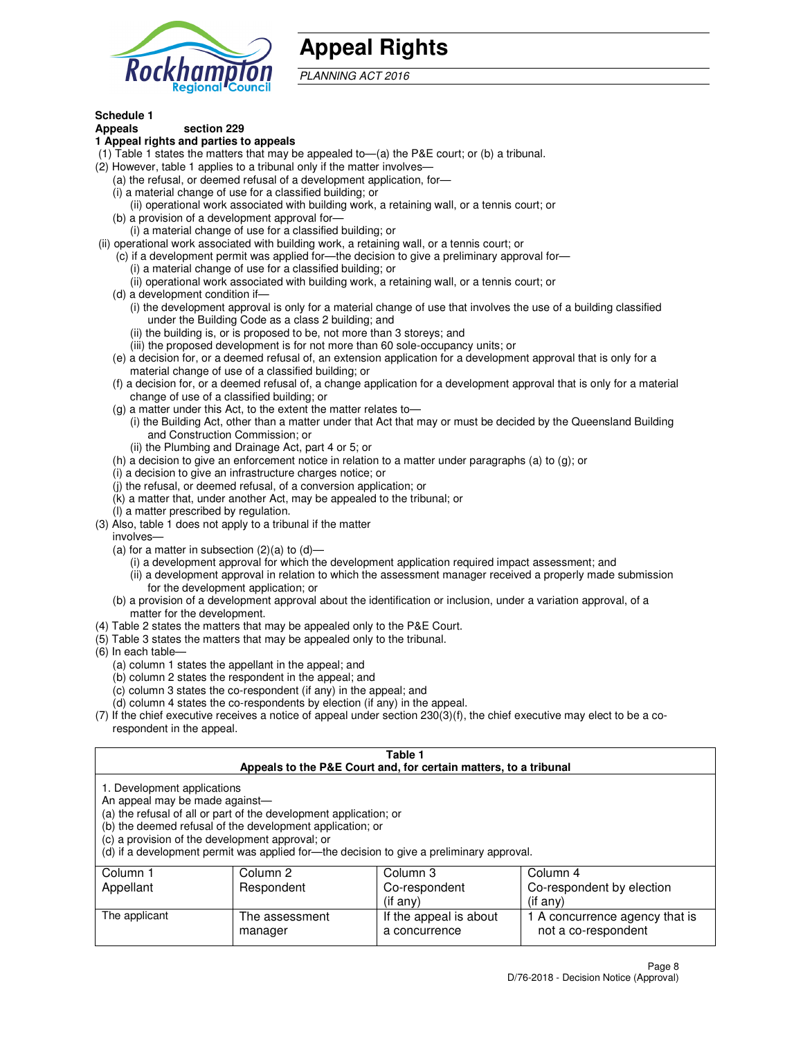# Appeal Rights

*PLANNING ACT 2016*

**Schedule 1**
**Appeals section 229**
**1 Appeal rights and parties to appeals**

(1) Table 1 states the matters that may be appealed to—(a) the P&E court; or (b) a tribunal.

(2) However, table 1 applies to a tribunal only if the matter involves—

(a) the refusal, or deemed refusal of a development application, for—

(i) a material change of use for a classified building; or

(ii) operational work associated with building work, a retaining wall, or a tennis court; or

(b) a provision of a development approval for—

(i) a material change of use for a classified building; or

(ii) operational work associated with building work, a retaining wall, or a tennis court; or

(c) if a development permit was applied for—the decision to give a preliminary approval for—

(i) a material change of use for a classified building; or

(ii) operational work associated with building work, a retaining wall, or a tennis court; or

(d) a development condition if—

(i) the development approval is only for a material change of use that involves the use of a building classified under the Building Code as a class 2 building; and

(ii) the building is, or is proposed to be, not more than 3 storeys; and

(iii) the proposed development is for not more than 60 sole-occupancy units; or

(e) a decision for, or a deemed refusal of, an extension application for a development approval that is only for a material change of use of a classified building; or

(f) a decision for, or a deemed refusal of, a change application for a development approval that is only for a material change of use of a classified building; or

(g) a matter under this Act, to the extent the matter relates to—

(i) the Building Act, other than a matter under that Act that may or must be decided by the Queensland Building and Construction Commission; or

(ii) the Plumbing and Drainage Act, part 4 or 5; or

(h) a decision to give an enforcement notice in relation to a matter under paragraphs (a) to (g); or

(i) a decision to give an infrastructure charges notice; or

(j) the refusal, or deemed refusal, of a conversion application; or

(k) a matter that, under another Act, may be appealed to the tribunal; or

(l) a matter prescribed by regulation.

(3) Also, table 1 does not apply to a tribunal if the matter involves—

(a) for a matter in subsection (2)(a) to (d)—

(i) a development approval for which the development application required impact assessment; and

(ii) a development approval in relation to which the assessment manager received a properly made submission for the development application; or

(b) a provision of a development approval about the identification or inclusion, under a variation approval, of a matter for the development.

(4) Table 2 states the matters that may be appealed only to the P&E Court.

(5) Table 3 states the matters that may be appealed only to the tribunal.

(6) In each table—

(a) column 1 states the appellant in the appeal; and

(b) column 2 states the respondent in the appeal; and

(c) column 3 states the co-respondent (if any) in the appeal; and

(d) column 4 states the co-respondents by election (if any) in the appeal.

(7) If the chief executive receives a notice of appeal under section 230(3)(f), the chief executive may elect to be a co-respondent in the appeal.

**Table 1**
**Appeals to the P&E Court and, for certain matters, to a tribunal**

1. Development applications
An appeal may be made against—
(a) the refusal of all or part of the development application; or
(b) the deemed refusal of the development application; or
(c) a provision of the development approval; or
(d) if a development permit was applied for—the decision to give a preliminary approval.

| Column 1<br>Appellant | Column 2<br>Respondent | Column 3<br>Co-respondent<br>(if any) | Column 4<br>Co-respondent by election<br>(if any) |
|---|---|---|---|
| The applicant | The assessment manager | If the appeal is about a concurrence | 1 A concurrence agency that is not a co-respondent |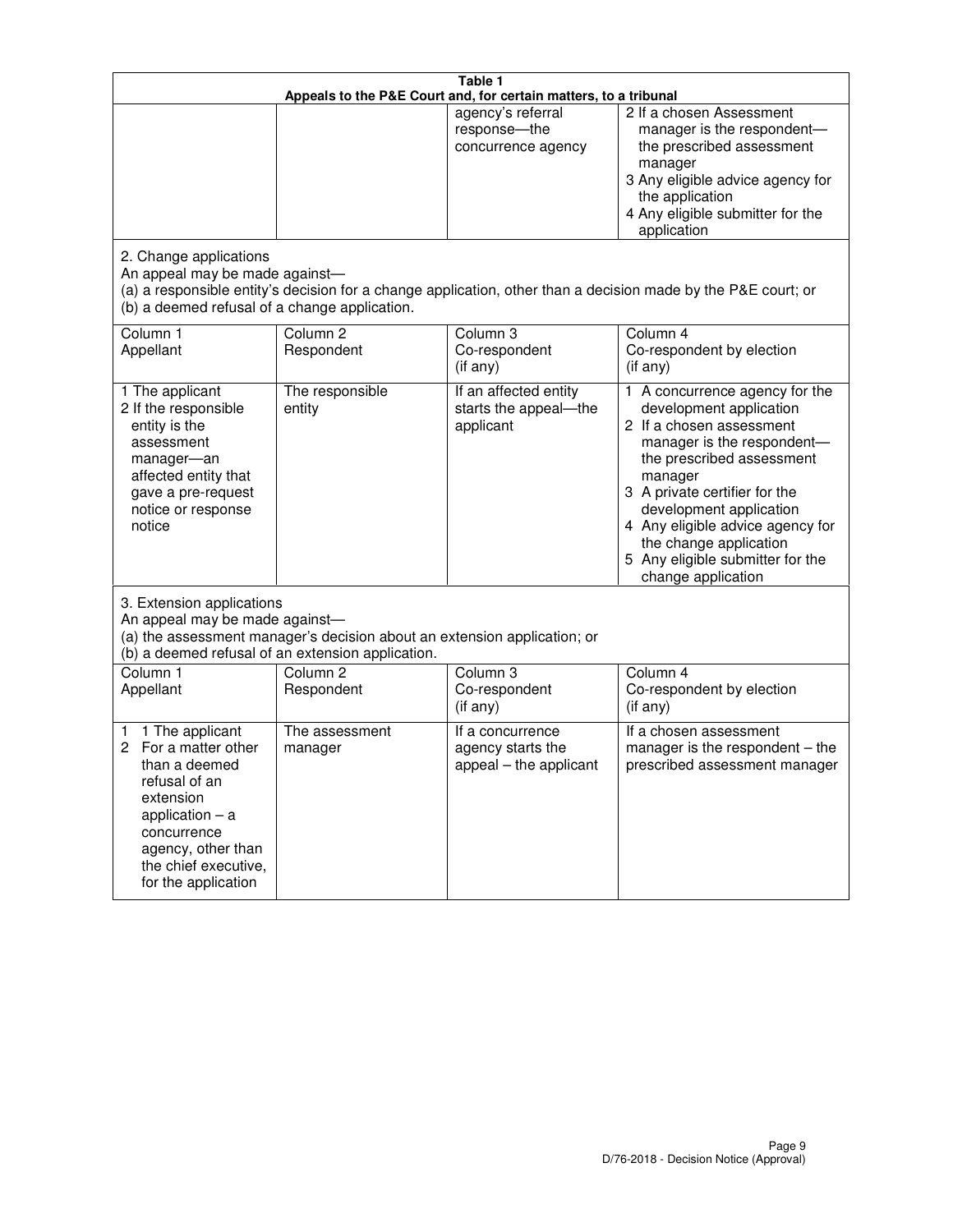**Table 1**
**Appeals to the P&E Court and, for certain matters, to a tribunal**

| | | | |
|---|---|---|---|
| | | agency's referral response—the concurrence agency | 2 If a chosen Assessment manager is the respondent—the prescribed assessment manager<br>3 Any eligible advice agency for the application<br>4 Any eligible submitter for the application |

2. Change applications

An appeal may be made against—

(a) a responsible entity's decision for a change application, other than a decision made by the P&E court; or

(b) a deemed refusal of a change application.

| Column 1<br>Appellant | Column 2<br>Respondent | Column 3<br>Co-respondent<br>(if any) | Column 4<br>Co-respondent by election<br>(if any) |
|---|---|---|---|
| 1 The applicant<br>2 If the responsible entity is the assessment manager—an affected entity that gave a pre-request notice or response notice | The responsible entity | If an affected entity starts the appeal—the applicant | 1 A concurrence agency for the development application<br>2 If a chosen assessment manager is the respondent—the prescribed assessment manager<br>3 A private certifier for the development application<br>4 Any eligible advice agency for the change application<br>5 Any eligible submitter for the change application |

3. Extension applications

An appeal may be made against—

(a) the assessment manager's decision about an extension application; or

(b) a deemed refusal of an extension application.

| Column 1<br>Appellant | Column 2<br>Respondent | Column 3<br>Co-respondent<br>(if any) | Column 4<br>Co-respondent by election<br>(if any) |
|---|---|---|---|
| 1 The applicant<br>2 For a matter other than a deemed refusal of an extension application – a concurrence agency, other than the chief executive, for the application | The assessment manager | If a concurrence agency starts the appeal – the applicant | If a chosen assessment manager is the respondent – the prescribed assessment manager |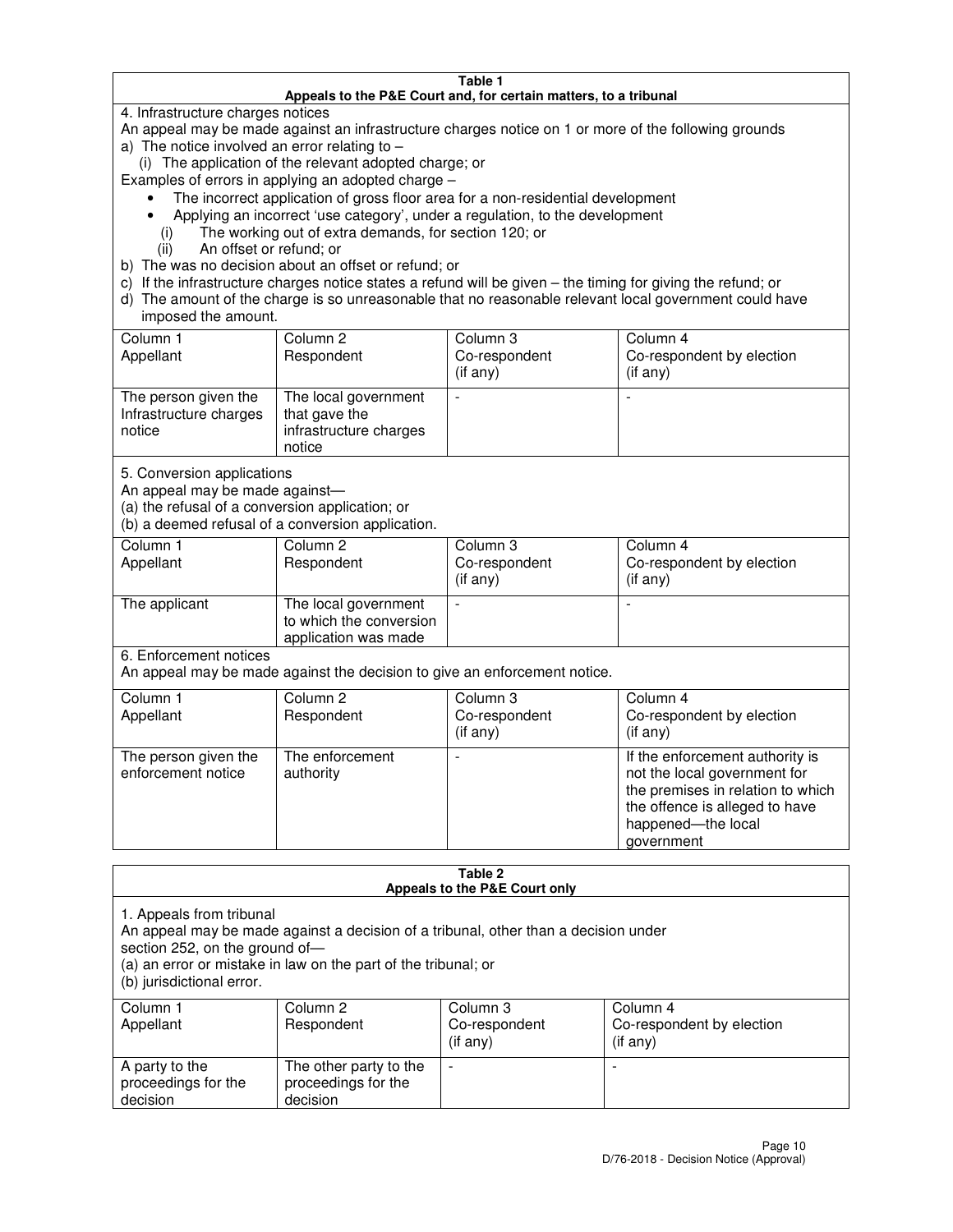**Table 1**
**Appeals to the P&E Court and, for certain matters, to a tribunal**

4. Infrastructure charges notices

An appeal may be made against an infrastructure charges notice on 1 or more of the following grounds

a) The notice involved an error relating to –
   (i) The application of the relevant adopted charge; or

Examples of errors in applying an adopted charge –

- The incorrect application of gross floor area for a non-residential development
- Applying an incorrect 'use category', under a regulation, to the development

   (i) The working out of extra demands, for section 120; or
   (ii) An offset or refund; or

b) The was no decision about an offset or refund; or
c) If the infrastructure charges notice states a refund will be given – the timing for giving the refund; or
d) The amount of the charge is so unreasonable that no reasonable relevant local government could have imposed the amount.

| Column 1<br>Appellant | Column 2<br>Respondent | Column 3<br>Co-respondent<br>(if any) | Column 4<br>Co-respondent by election<br>(if any) |
|---|---|---|---|
| The person given the Infrastructure charges notice | The local government that gave the infrastructure charges notice | - | - |

5. Conversion applications

An appeal may be made against—
(a) the refusal of a conversion application; or
(b) a deemed refusal of a conversion application.

| Column 1<br>Appellant | Column 2<br>Respondent | Column 3<br>Co-respondent<br>(if any) | Column 4<br>Co-respondent by election<br>(if any) |
|---|---|---|---|
| The applicant | The local government to which the conversion application was made | - | - |

6. Enforcement notices

An appeal may be made against the decision to give an enforcement notice.

| Column 1<br>Appellant | Column 2<br>Respondent | Column 3<br>Co-respondent<br>(if any) | Column 4<br>Co-respondent by election<br>(if any) |
|---|---|---|---|
| The person given the enforcement notice | The enforcement authority | - | If the enforcement authority is not the local government for the premises in relation to which the offence is alleged to have happened—the local government |

**Table 2**
**Appeals to the P&E Court only**

1. Appeals from tribunal

An appeal may be made against a decision of a tribunal, other than a decision under section 252, on the ground of—
(a) an error or mistake in law on the part of the tribunal; or
(b) jurisdictional error.

| Column 1<br>Appellant | Column 2<br>Respondent | Column 3<br>Co-respondent<br>(if any) | Column 4<br>Co-respondent by election<br>(if any) |
|---|---|---|---|
| A party to the proceedings for the decision | The other party to the proceedings for the decision | - | - |

D/76-2018 - Decision Notice (Approval)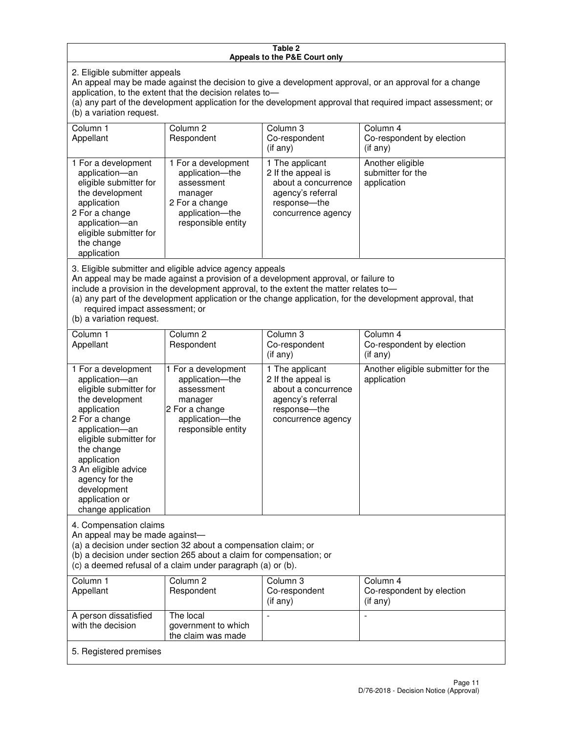**Table 2**
**Appeals to the P&E Court only**

2. Eligible submitter appeals

An appeal may be made against the decision to give a development approval, or an approval for a change application, to the extent that the decision relates to—

(a) any part of the development application for the development approval that required impact assessment; or

(b) a variation request.

| Column 1<br>Appellant | Column 2<br>Respondent | Column 3<br>Co-respondent<br>(if any) | Column 4<br>Co-respondent by election<br>(if any) |
|---|---|---|---|
| 1 For a development application—an eligible submitter for the development application<br>2 For a change application—an eligible submitter for the change application | 1 For a development application—the assessment manager<br>2 For a change application—the responsible entity | 1 The applicant<br>2 If the appeal is about a concurrence agency's referral response—the concurrence agency | Another eligible submitter for the application |

3. Eligible submitter and eligible advice agency appeals

An appeal may be made against a provision of a development approval, or failure to include a provision in the development approval, to the extent the matter relates to—

(a) any part of the development application or the change application, for the development approval, that required impact assessment; or

(b) a variation request.

| Column 1<br>Appellant | Column 2<br>Respondent | Column 3<br>Co-respondent<br>(if any) | Column 4<br>Co-respondent by election<br>(if any) |
|---|---|---|---|
| 1 For a development application—an eligible submitter for the development application<br>2 For a change application—an eligible submitter for the change application<br>3 An eligible advice agency for the development application or change application | 1 For a development application—the assessment manager<br>2 For a change application—the responsible entity | 1 The applicant<br>2 If the appeal is about a concurrence agency's referral response—the concurrence agency | Another eligible submitter for the application |

4. Compensation claims

An appeal may be made against—

(a) a decision under section 32 about a compensation claim; or

(b) a decision under section 265 about a claim for compensation; or

(c) a deemed refusal of a claim under paragraph (a) or (b).

| Column 1<br>Appellant | Column 2<br>Respondent | Column 3<br>Co-respondent<br>(if any) | Column 4<br>Co-respondent by election<br>(if any) |
|---|---|---|---|
| A person dissatisfied with the decision | The local government to which the claim was made | - | - |

5. Registered premises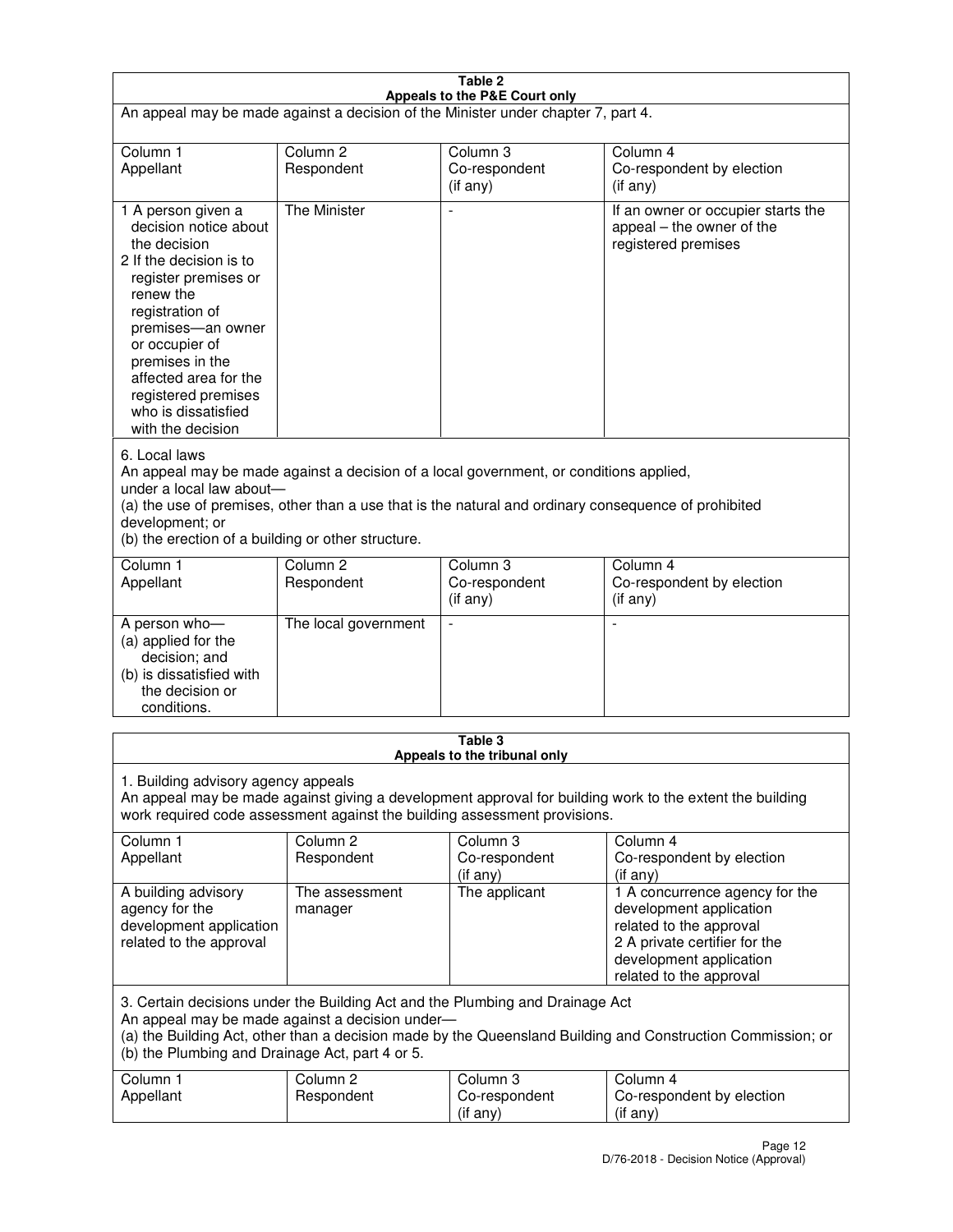## Table 2
### Appeals to the P&E Court only

An appeal may be made against a decision of the Minister under chapter 7, part 4.

| Column 1 Appellant | Column 2 Respondent | Column 3 Co-respondent (if any) | Column 4 Co-respondent by election (if any) |
|---|---|---|---|
| 1 A person given a decision notice about the decision<br>2 If the decision is to register premises or renew the registration of premises—an owner or occupier of premises in the affected area for the registered premises who is dissatisfied with the decision | The Minister | - | If an owner or occupier starts the appeal – the owner of the registered premises |

6. Local laws

An appeal may be made against a decision of a local government, or conditions applied, under a local law about—

(a) the use of premises, other than a use that is the natural and ordinary consequence of prohibited development; or

(b) the erection of a building or other structure.

| Column 1 Appellant | Column 2 Respondent | Column 3 Co-respondent (if any) | Column 4 Co-respondent by election (if any) |
|---|---|---|---|
| A person who—<br>(a) applied for the decision; and<br>(b) is dissatisfied with the decision or conditions. | The local government | - | - |

## Table 3
### Appeals to the tribunal only

1. Building advisory agency appeals

An appeal may be made against giving a development approval for building work to the extent the building work required code assessment against the building assessment provisions.

| Column 1 Appellant | Column 2 Respondent | Column 3 Co-respondent (if any) | Column 4 Co-respondent by election (if any) |
|---|---|---|---|
| A building advisory agency for the development application related to the approval | The assessment manager | The applicant | 1 A concurrence agency for the development application related to the approval<br>2 A private certifier for the development application related to the approval |

3. Certain decisions under the Building Act and the Plumbing and Drainage Act

An appeal may be made against a decision under—

(a) the Building Act, other than a decision made by the Queensland Building and Construction Commission; or

(b) the Plumbing and Drainage Act, part 4 or 5.

| Column 1 Appellant | Column 2 Respondent | Column 3 Co-respondent (if any) | Column 4 Co-respondent by election (if any) |
|---|---|---|---|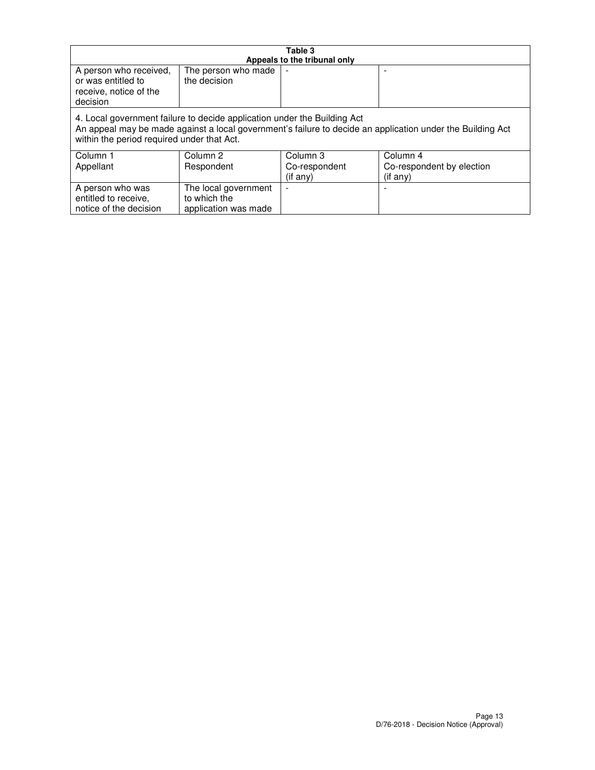| Table 3 Appeals to the tribunal only | | | |
|---|---|---|---|
| A person who received, or was entitled to receive, notice of the decision | The person who made the decision | - | - |
| 4. Local government failure to decide application under the Building Act An appeal may be made against a local government's failure to decide an application under the Building Act within the period required under that Act. | | | |
| Column 1 Appellant | Column 2 Respondent | Column 3 Co-respondent (if any) | Column 4 Co-respondent by election (if any) |
| A person who was entitled to receive, notice of the decision | The local government to which the application was made | - | - |

D/76-2018 - Decision Notice (Approval)